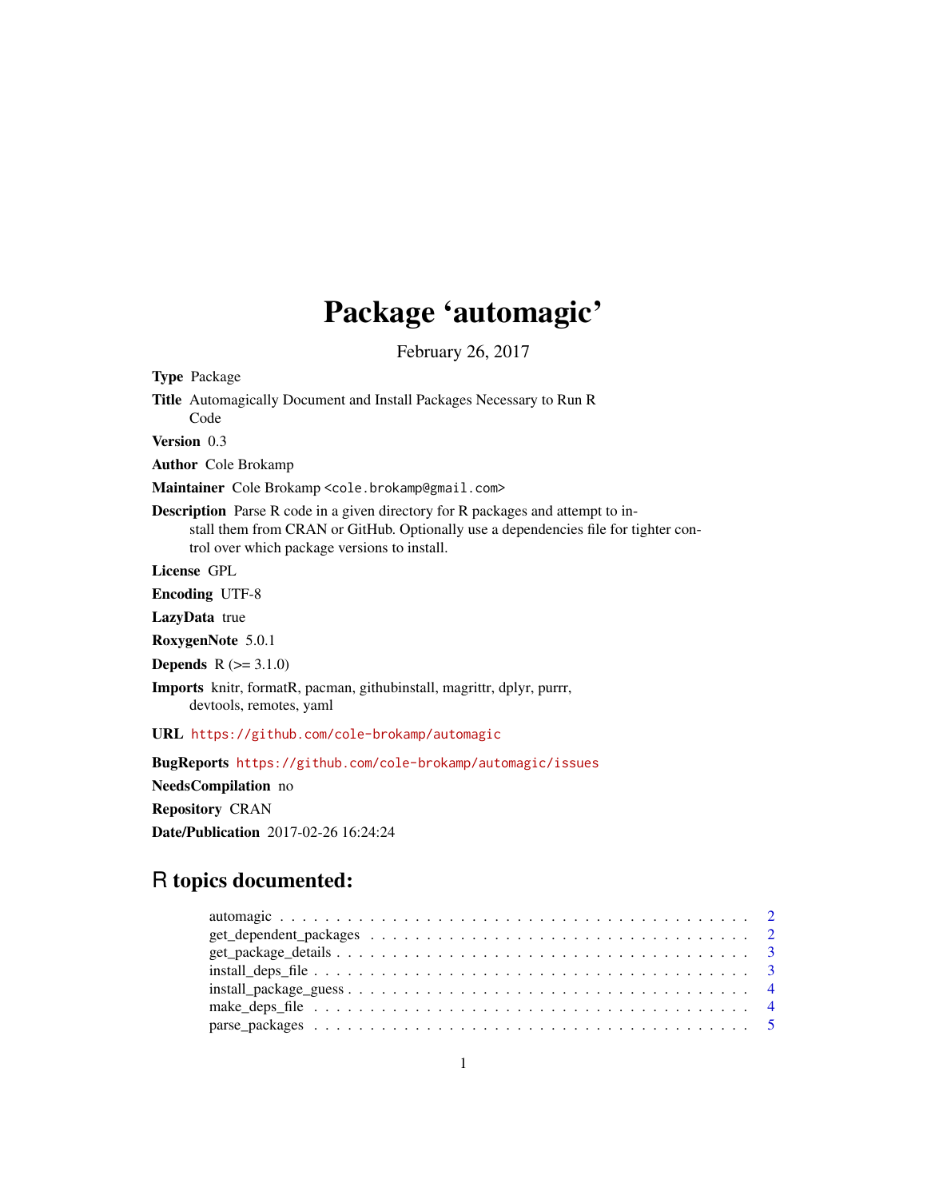# Package 'automagic'

February 26, 2017

**Type** Package

**Title** Automagically Document and Install Packages Necessary to Run R Code

**Version** 0.3

**Author** Cole Brokamp

**Maintainer** Cole Brokamp <cole.brokamp@gmail.com>

**Description** Parse R code in a given directory for R packages and attempt to install them from CRAN or GitHub. Optionally use a dependencies file for tighter control over which package versions to install.

**License** GPL

**Encoding** UTF-8

**LazyData** true

**RoxygenNote** 5.0.1

**Depends** R (>= 3.1.0)

**Imports** knitr, formatR, pacman, githubinstall, magrittr, dplyr, purrr, devtools, remotes, yaml

**URL** https://github.com/cole-brokamp/automagic

**BugReports** https://github.com/cole-brokamp/automagic/issues

**NeedsCompilation** no

**Repository** CRAN

**Date/Publication** 2017-02-26 16:24:24

## R topics documented:

| | |
|---|---|
| automagic | 2 |
| get_dependent_packages | 2 |
| get_package_details | 3 |
| install_deps_file | 3 |
| install_package_guess | 4 |
| make_deps_file | 4 |
| parse_packages | 5 |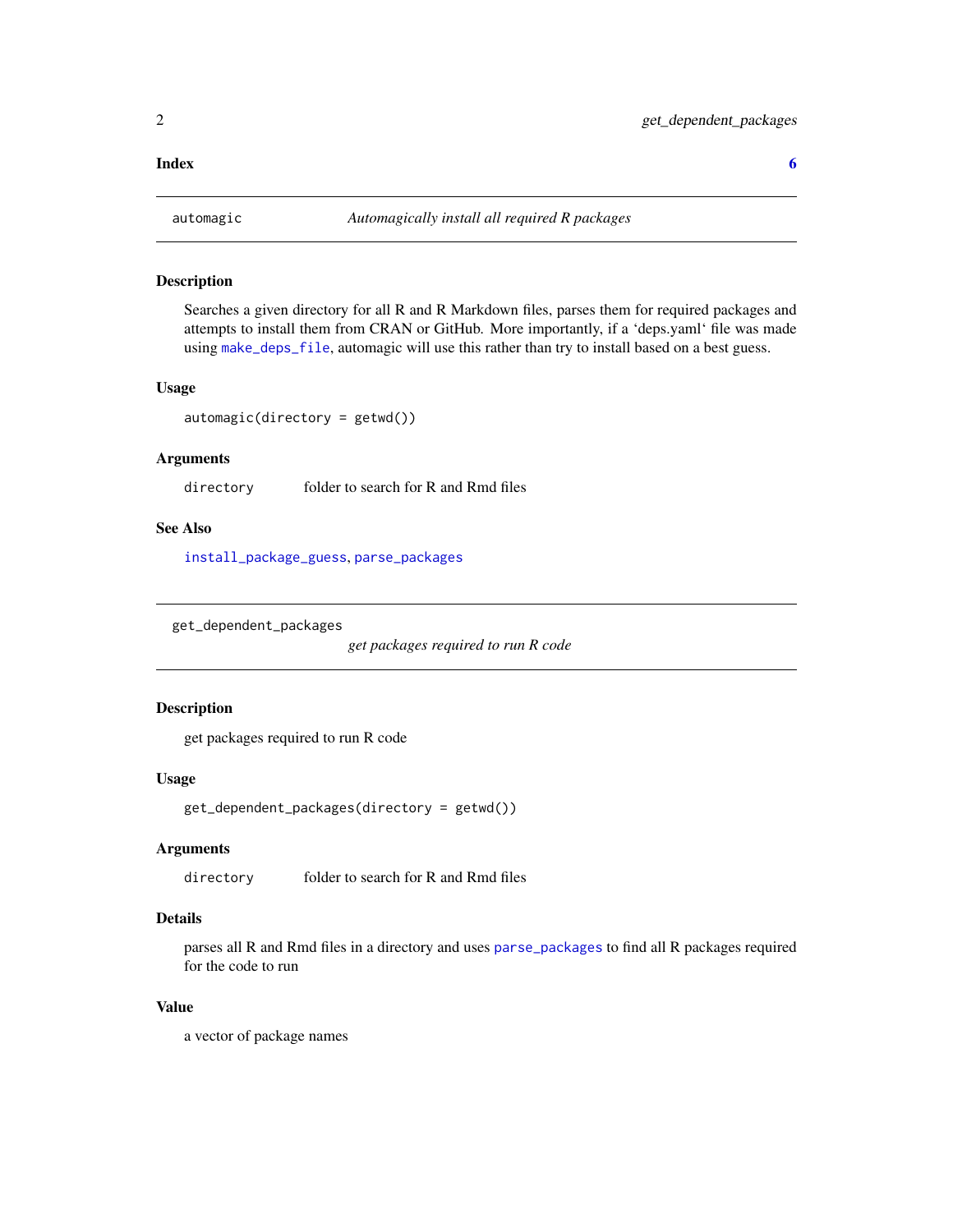**Index** 6

---

`automagic` *Automagically install all required R packages*

---

### Description

Searches a given directory for all R and R Markdown files, parses them for required packages and attempts to install them from CRAN or GitHub. More importantly, if a 'deps.yaml' file was made using `make_deps_file`, automagic will use this rather than try to install based on a best guess.

### Usage

```
automagic(directory = getwd())
```

### Arguments

| | |
|---|---|
| `directory` | folder to search for R and Rmd files |

### See Also

`install_package_guess`, `parse_packages`

---

`get_dependent_packages` *get packages required to run R code*

---

### Description

get packages required to run R code

### Usage

```
get_dependent_packages(directory = getwd())
```

### Arguments

| | |
|---|---|
| `directory` | folder to search for R and Rmd files |

### Details

parses all R and Rmd files in a directory and uses `parse_packages` to find all R packages required for the code to run

### Value

a vector of package names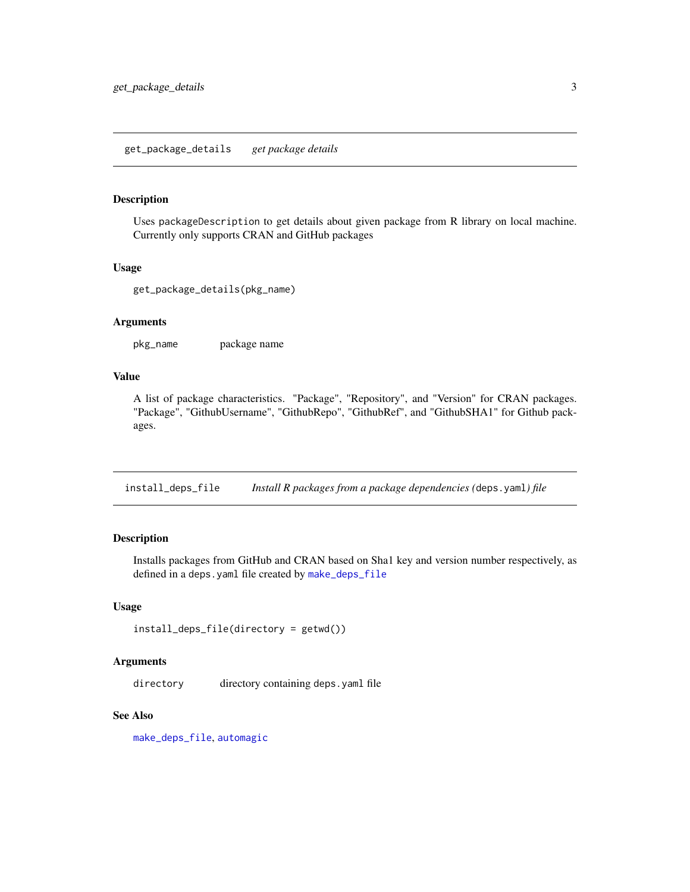## get_package_details — *get package details*

### Description

Uses `packageDescription` to get details about given package from R library on local machine. Currently only supports CRAN and GitHub packages

### Usage

```
get_package_details(pkg_name)
```

### Arguments

| | |
|---|---|
| `pkg_name` | package name |

### Value

A list of package characteristics. "Package", "Repository", and "Version" for CRAN packages. "Package", "GithubUsername", "GithubRepo", "GithubRef", and "GithubSHA1" for Github packages.

## install_deps_file — *Install R packages from a package dependencies (`deps.yaml`) file*

### Description

Installs packages from GitHub and CRAN based on Sha1 key and version number respectively, as defined in a `deps.yaml` file created by `make_deps_file`

### Usage

```
install_deps_file(directory = getwd())
```

### Arguments

| | |
|---|---|
| `directory` | directory containing `deps.yaml` file |

### See Also

`make_deps_file`, `automagic`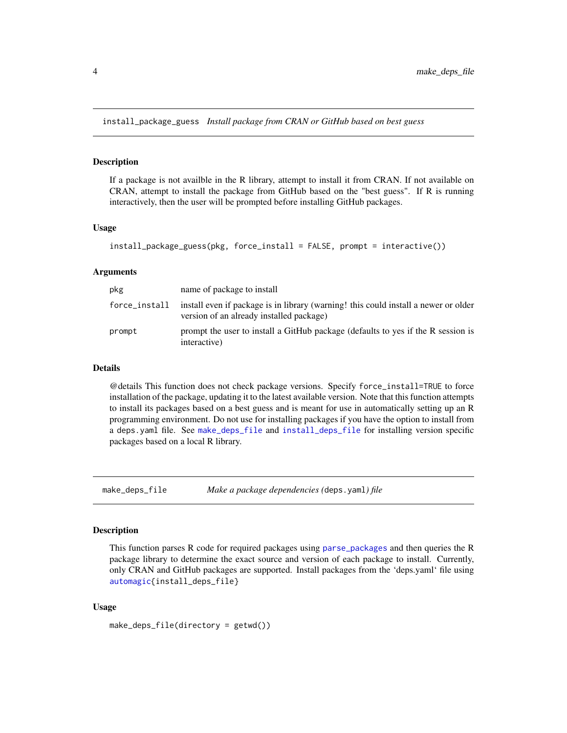## install_package_guess *Install package from CRAN or GitHub based on best guess*

### Description

If a package is not availble in the R library, attempt to install it from CRAN. If not available on CRAN, attempt to install the package from GitHub based on the "best guess". If R is running interactively, then the user will be prompted before installing GitHub packages.

### Usage

```
install_package_guess(pkg, force_install = FALSE, prompt = interactive())
```

### Arguments

| | |
|---|---|
| `pkg` | name of package to install |
| `force_install` | install even if package is in library (warning! this could install a newer or older version of an already installed package) |
| `prompt` | prompt the user to install a GitHub package (defaults to yes if the R session is interactive) |

### Details

@details This function does not check package versions. Specify `force_install=TRUE` to force installation of the package, updating it to the latest available version. Note that this function attempts to install its packages based on a best guess and is meant for use in automatically setting up an R programming environment. Do not use for installing packages if you have the option to install from a `deps.yaml` file. See `make_deps_file` and `install_deps_file` for installing version specific packages based on a local R library.

## make_deps_file *Make a package dependencies (`deps.yaml`) file*

### Description

This function parses R code for required packages using `parse_packages` and then queries the R package library to determine the exact source and version of each package to install. Currently, only CRAN and GitHub packages are supported. Install packages from the 'deps.yaml' file using `automagic{install_deps_file}`

### Usage

```
make_deps_file(directory = getwd())
```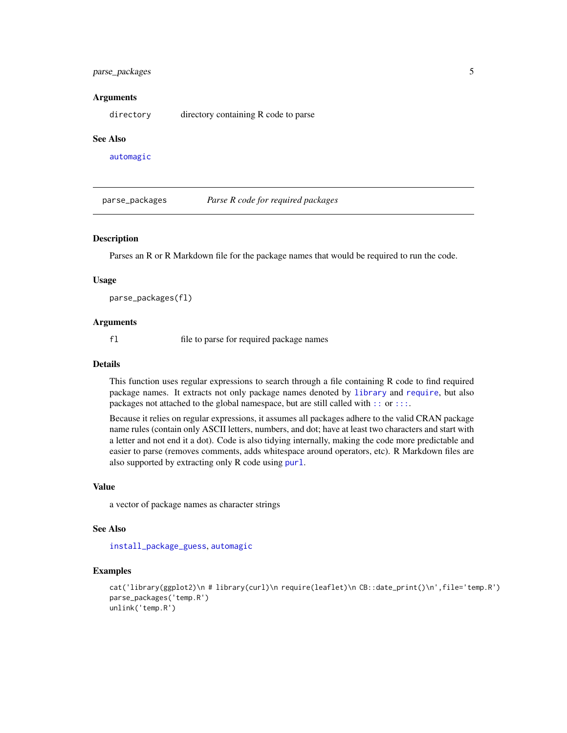### Arguments

| | |
|---|---|
| `directory` | directory containing R code to parse |

### See Also

`automagic`

---

## parse_packages — *Parse R code for required packages*

### Description

Parses an R or R Markdown file for the package names that would be required to run the code.

### Usage

```
parse_packages(fl)
```

### Arguments

| | |
|---|---|
| `fl` | file to parse for required package names |

### Details

This function uses regular expressions to search through a file containing R code to find required package names. It extracts not only package names denoted by `library` and `require`, but also packages not attached to the global namespace, but are still called with `::` or `:::`.

Because it relies on regular expressions, it assumes all packages adhere to the valid CRAN package name rules (contain only ASCII letters, numbers, and dot; have at least two characters and start with a letter and not end it a dot). Code is also tidying internally, making the code more predictable and easier to parse (removes comments, adds whitespace around operators, etc). R Markdown files are also supported by extracting only R code using `purl`.

### Value

a vector of package names as character strings

### See Also

`install_package_guess`, `automagic`

### Examples

```
cat('library(ggplot2)\n # library(curl)\n require(leaflet)\n CB::date_print()\n',file='temp.R')
parse_packages('temp.R')
unlink('temp.R')
```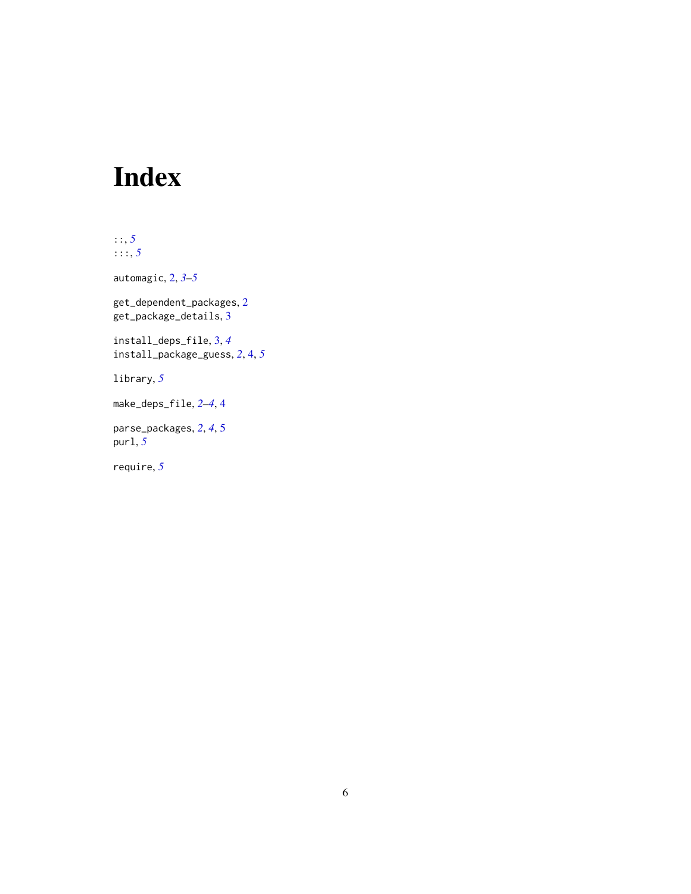# Index

::, *5*
:::, *5*

automagic, 2, *3–5*

get_dependent_packages, 2
get_package_details, 3

install_deps_file, 3, *4*
install_package_guess, *2*, 4, *5*

library, *5*

make_deps_file, *2–4*, 4

parse_packages, *2*, *4*, 5
purl, *5*

require, *5*